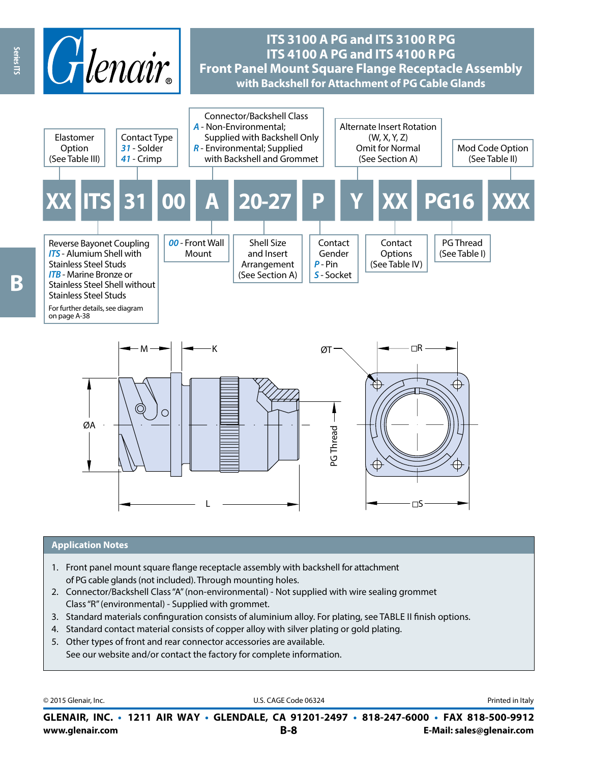# ITS 3100 A PG and ITS 3100 R PG
# ITS 4100 A PG and ITS 4100 R PG
## Front Panel Mount Square Flange Receptacle Assembly
### with Backshell for Attachment of PG Cable Glands

| XX | ITS | 31 | 00 | A | 20-27 | P | Y | XX | PG16 | XXX |
|---|---|---|---|---|---|---|---|---|---|---|

- **XX** – Elastomer Option (See Table III)
- **ITS** – Reverse Bayonet Coupling
  - *ITS* - Alumium Shell with Stainless Steel Studs
  - *ITB* - Marine Bronze or Stainless Steel Shell without Stainless Steel Studs
  - For further details, see diagram on page A-38
- **31** – Contact Type
  - *31* - Solder
  - *41* - Crimp
- **00** – *00* - Front Wall Mount
- **A** – Connector/Backshell Class
  - *A* - Non-Environmental; Supplied with Backshell Only
  - *R* - Environmental; Supplied with Backshell and Grommet
- **20-27** – Shell Size and Insert Arrangement (See Section A)
- **P** – Contact Gender
  - *P* - Pin
  - *S* - Socket
- **Y** – Alternate Insert Rotation (W, X, Y, Z) Omit for Normal (See Section A)
- **XX** – Contact Options (See Table IV)
- **PG16** – PG Thread (See Table I)
- **XXX** – Mod Code Option (See Table II)

M, K, ØA, L, PG Thread, ØT, □R, □S

## Application Notes

1. Front panel mount square flange receptacle assembly with backshell for attachment of PG cable glands (not included). Through mounting holes.
2. Connector/Backshell Class "A" (non-environmental) - Not supplied with wire sealing grommet Class "R" (environmental) - Supplied with grommet.
3. Standard materials confinguration consists of aluminium alloy. For plating, see TABLE II finish options.
4. Standard contact material consists of copper alloy with silver plating or gold plating.
5. Other types of front and rear connector accessories are available. See our website and/or contact the factory for complete information.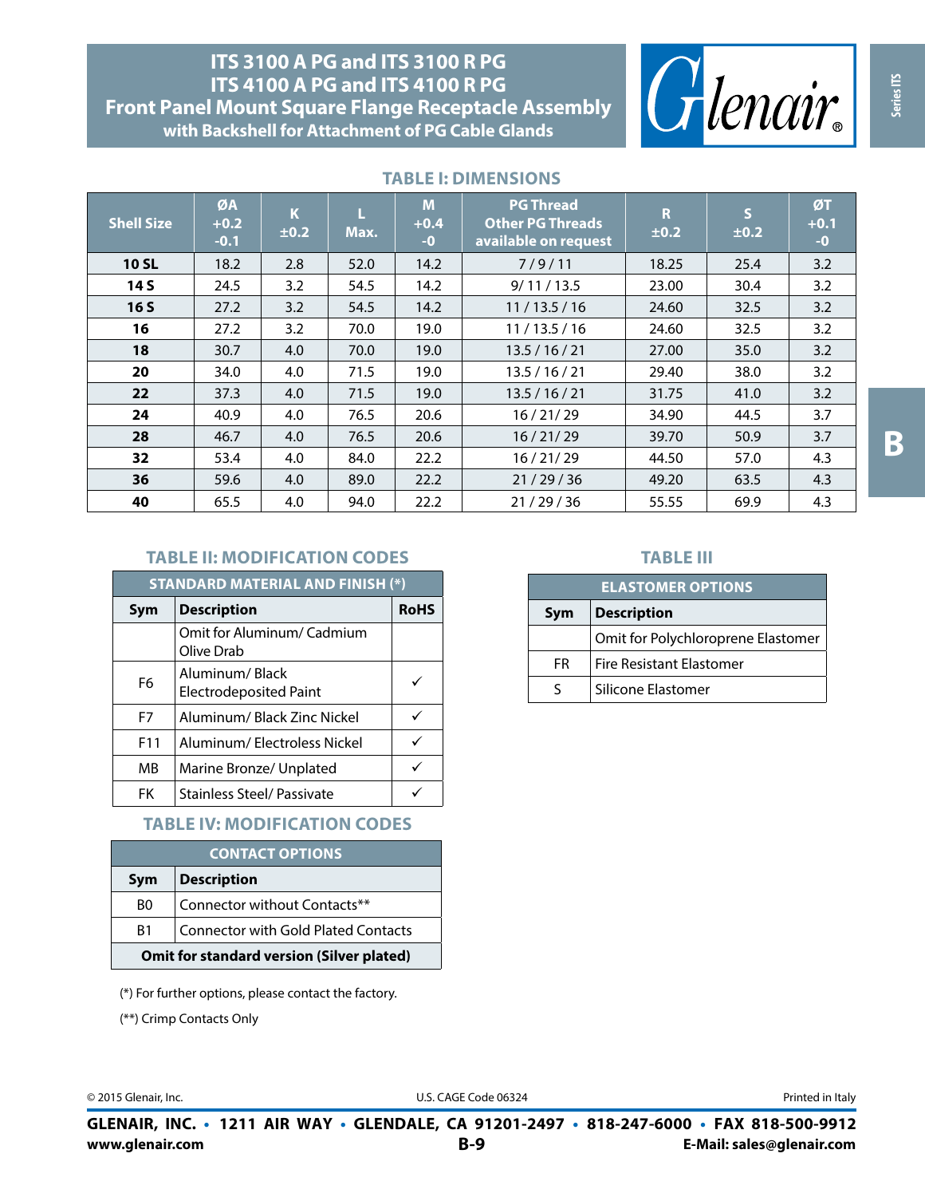# ITS 3100 A PG and ITS 3100 R PG
# ITS 4100 A PG and ITS 4100 R PG
# Front Panel Mount Square Flange Receptacle Assembly
## with Backshell for Attachment of PG Cable Glands

### TABLE I: DIMENSIONS

| Shell Size | ØA +0.2 -0.1 | K ±0.2 | L Max. | M +0.4 -0 | PG Thread Other PG Threads available on request | R ±0.2 | S ±0.2 | ØT +0.1 -0 |
|---|---|---|---|---|---|---|---|---|
| **10 SL** | 18.2 | 2.8 | 52.0 | 14.2 | 7 / 9 / 11 | 18.25 | 25.4 | 3.2 |
| **14 S** | 24.5 | 3.2 | 54.5 | 14.2 | 9/ 11 / 13.5 | 23.00 | 30.4 | 3.2 |
| **16 S** | 27.2 | 3.2 | 54.5 | 14.2 | 11 / 13.5 / 16 | 24.60 | 32.5 | 3.2 |
| **16** | 27.2 | 3.2 | 70.0 | 19.0 | 11 / 13.5 / 16 | 24.60 | 32.5 | 3.2 |
| **18** | 30.7 | 4.0 | 70.0 | 19.0 | 13.5 / 16 / 21 | 27.00 | 35.0 | 3.2 |
| **20** | 34.0 | 4.0 | 71.5 | 19.0 | 13.5 / 16 / 21 | 29.40 | 38.0 | 3.2 |
| **22** | 37.3 | 4.0 | 71.5 | 19.0 | 13.5 / 16 / 21 | 31.75 | 41.0 | 3.2 |
| **24** | 40.9 | 4.0 | 76.5 | 20.6 | 16 / 21/ 29 | 34.90 | 44.5 | 3.7 |
| **28** | 46.7 | 4.0 | 76.5 | 20.6 | 16 / 21/ 29 | 39.70 | 50.9 | 3.7 |
| **32** | 53.4 | 4.0 | 84.0 | 22.2 | 16 / 21/ 29 | 44.50 | 57.0 | 4.3 |
| **36** | 59.6 | 4.0 | 89.0 | 22.2 | 21 / 29 / 36 | 49.20 | 63.5 | 4.3 |
| **40** | 65.5 | 4.0 | 94.0 | 22.2 | 21 / 29 / 36 | 55.55 | 69.9 | 4.3 |

### TABLE II: MODIFICATION CODES

| STANDARD MATERIAL AND FINISH (*) | | |
|---|---|---|
| **Sym** | **Description** | **RoHS** |
| | Omit for Aluminum/ Cadmium Olive Drab | |
| F6 | Aluminum/ Black Electrodeposited Paint | ✓ |
| F7 | Aluminum/ Black Zinc Nickel | ✓ |
| F11 | Aluminum/ Electroless Nickel | ✓ |
| MB | Marine Bronze/ Unplated | ✓ |
| FK | Stainless Steel/ Passivate | ✓ |

### TABLE III

| ELASTOMER OPTIONS | |
|---|---|
| **Sym** | **Description** |
| | Omit for Polychloroprene Elastomer |
| FR | Fire Resistant Elastomer |
| S | Silicone Elastomer |

### TABLE IV: MODIFICATION CODES

| CONTACT OPTIONS | |
|---|---|
| **Sym** | **Description** |
| B0 | Connector without Contacts** |
| B1 | Connector with Gold Plated Contacts |
| **Omit for standard version (Silver plated)** | |

(*) For further options, please contact the factory.

(**) Crimp Contacts Only